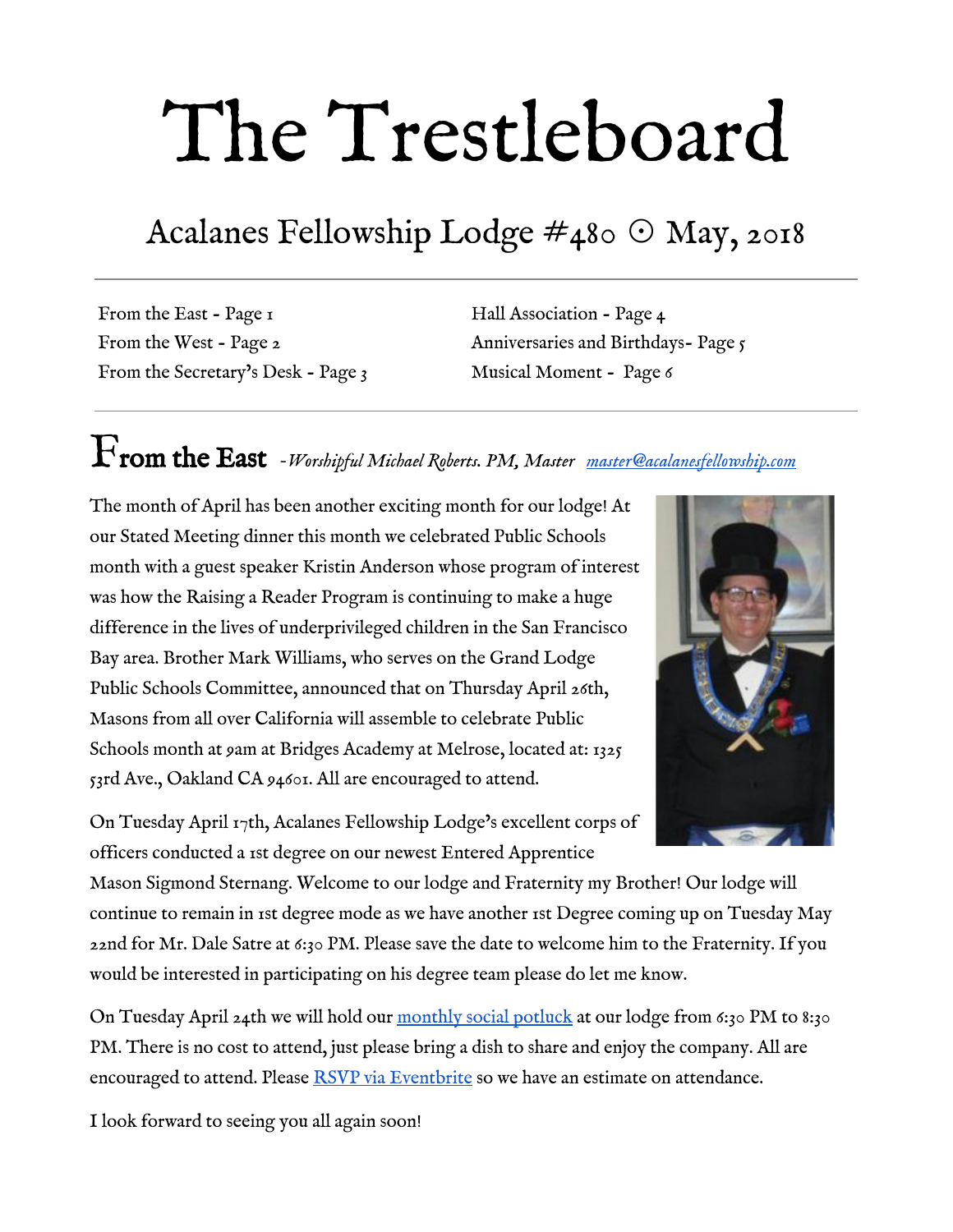# The Trestleboard

## Acalanes Fellowship Lodge #480 ☉ May, 2018

From the East - Page 1
From the West - Page 2
From the Secretary's Desk - Page 3
Hall Association - Page 4
Anniversaries and Birthdays- Page 5
Musical Moment - Page 6

## From the East *-Worshipful Michael Roberts. PM, Master* [master@acalanesfellowship.com](mailto:master@acalanesfellowship.com)

The month of April has been another exciting month for our lodge! At our Stated Meeting dinner this month we celebrated Public Schools month with a guest speaker Kristin Anderson whose program of interest was how the Raising a Reader Program is continuing to make a huge difference in the lives of underprivileged children in the San Francisco Bay area. Brother Mark Williams, who serves on the Grand Lodge Public Schools Committee, announced that on Thursday April 26th, Masons from all over California will assemble to celebrate Public Schools month at 9am at Bridges Academy at Melrose, located at: 1325 53rd Ave., Oakland CA 94601. All are encouraged to attend.

On Tuesday April 17th, Acalanes Fellowship Lodge's excellent corps of officers conducted a 1st degree on our newest Entered Apprentice Mason Sigmond Sternang. Welcome to our lodge and Fraternity my Brother! Our lodge will continue to remain in 1st degree mode as we have another 1st Degree coming up on Tuesday May 22nd for Mr. Dale Satre at 6:30 PM. Please save the date to welcome him to the Fraternity. If you would be interested in participating on his degree team please do let me know.

On Tuesday April 24th we will hold our monthly social potluck at our lodge from 6:30 PM to 8:30 PM. There is no cost to attend, just please bring a dish to share and enjoy the company. All are encouraged to attend. Please RSVP via Eventbrite so we have an estimate on attendance.

I look forward to seeing you all again soon!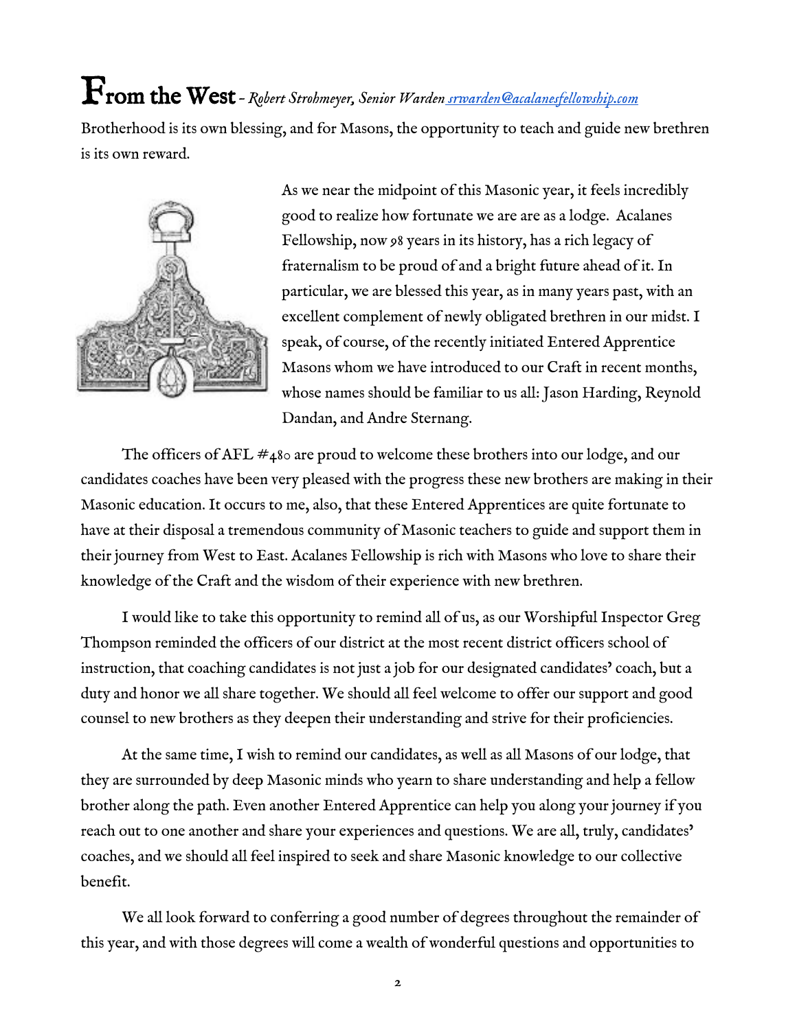# From the West - *Robert Strohmeyer, Senior Warden* [srwarden@acalanesfellowship.com](mailto:srwarden@acalanesfellowship.com)

Brotherhood is its own blessing, and for Masons, the opportunity to teach and guide new brethren is its own reward.

As we near the midpoint of this Masonic year, it feels incredibly good to realize how fortunate we are are as a lodge. Acalanes Fellowship, now 98 years in its history, has a rich legacy of fraternalism to be proud of and a bright future ahead of it. In particular, we are blessed this year, as in many years past, with an excellent complement of newly obligated brethren in our midst. I speak, of course, of the recently initiated Entered Apprentice Masons whom we have introduced to our Craft in recent months, whose names should be familiar to us all: Jason Harding, Reynold Dandan, and Andre Sternang.

The officers of AFL #480 are proud to welcome these brothers into our lodge, and our candidates coaches have been very pleased with the progress these new brothers are making in their Masonic education. It occurs to me, also, that these Entered Apprentices are quite fortunate to have at their disposal a tremendous community of Masonic teachers to guide and support them in their journey from West to East. Acalanes Fellowship is rich with Masons who love to share their knowledge of the Craft and the wisdom of their experience with new brethren.

I would like to take this opportunity to remind all of us, as our Worshipful Inspector Greg Thompson reminded the officers of our district at the most recent district officers school of instruction, that coaching candidates is not just a job for our designated candidates' coach, but a duty and honor we all share together. We should all feel welcome to offer our support and good counsel to new brothers as they deepen their understanding and strive for their proficiencies.

At the same time, I wish to remind our candidates, as well as all Masons of our lodge, that they are surrounded by deep Masonic minds who yearn to share understanding and help a fellow brother along the path. Even another Entered Apprentice can help you along your journey if you reach out to one another and share your experiences and questions. We are all, truly, candidates' coaches, and we should all feel inspired to seek and share Masonic knowledge to our collective benefit.

We all look forward to conferring a good number of degrees throughout the remainder of this year, and with those degrees will come a wealth of wonderful questions and opportunities to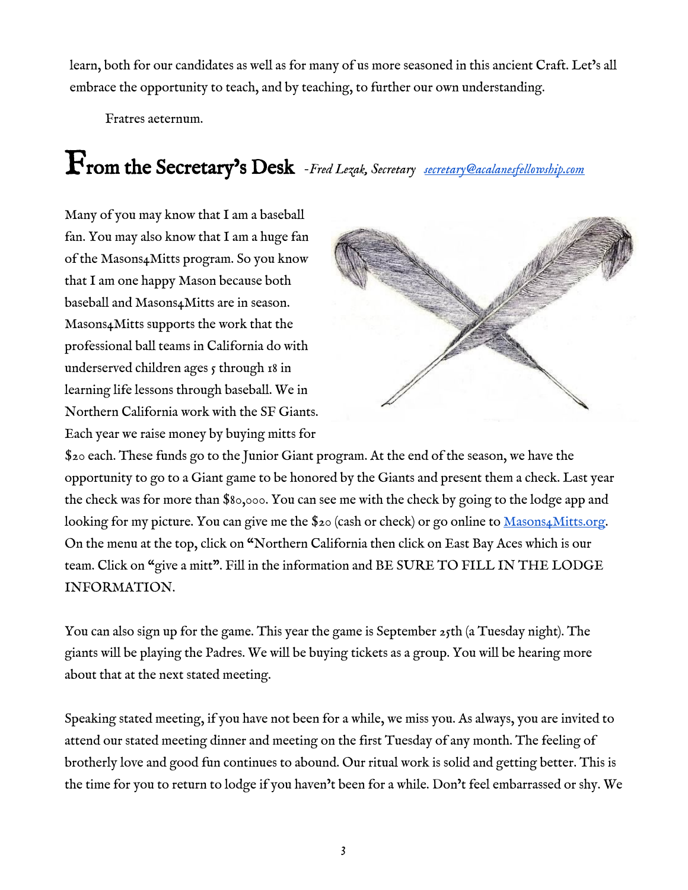learn, both for our candidates as well as for many of us more seasoned in this ancient Craft. Let's all embrace the opportunity to teach, and by teaching, to further our own understanding.

Fratres aeternum.

## From the Secretary's Desk *-Fred Lezak, Secretary [secretary@acalanesfellowship.com](mailto:secretary@acalanesfellowship.com)*

Many of you may know that I am a baseball fan. You may also know that I am a huge fan of the Masons4Mitts program. So you know that I am one happy Mason because both baseball and Masons4Mitts are in season. Masons4Mitts supports the work that the professional ball teams in California do with underserved children ages 5 through 18 in learning life lessons through baseball. We in Northern California work with the SF Giants. Each year we raise money by buying mitts for $20 each. These funds go to the Junior Giant program. At the end of the season, we have the opportunity to go to a Giant game to be honored by the Giants and present them a check. Last year the check was for more than $80,000. You can see me with the check by going to the lodge app and looking for my picture. You can give me the $20 (cash or check) or go online to [Masons4Mitts.org](http://Masons4Mitts.org). On the menu at the top, click on "Northern California then click on East Bay Aces which is our team. Click on "give a mitt". Fill in the information and BE SURE TO FILL IN THE LODGE INFORMATION.

You can also sign up for the game. This year the game is September 25th (a Tuesday night). The giants will be playing the Padres. We will be buying tickets as a group. You will be hearing more about that at the next stated meeting.

Speaking stated meeting, if you have not been for a while, we miss you. As always, you are invited to attend our stated meeting dinner and meeting on the first Tuesday of any month. The feeling of brotherly love and good fun continues to abound. Our ritual work is solid and getting better. This is the time for you to return to lodge if you haven't been for a while. Don't feel embarrassed or shy. We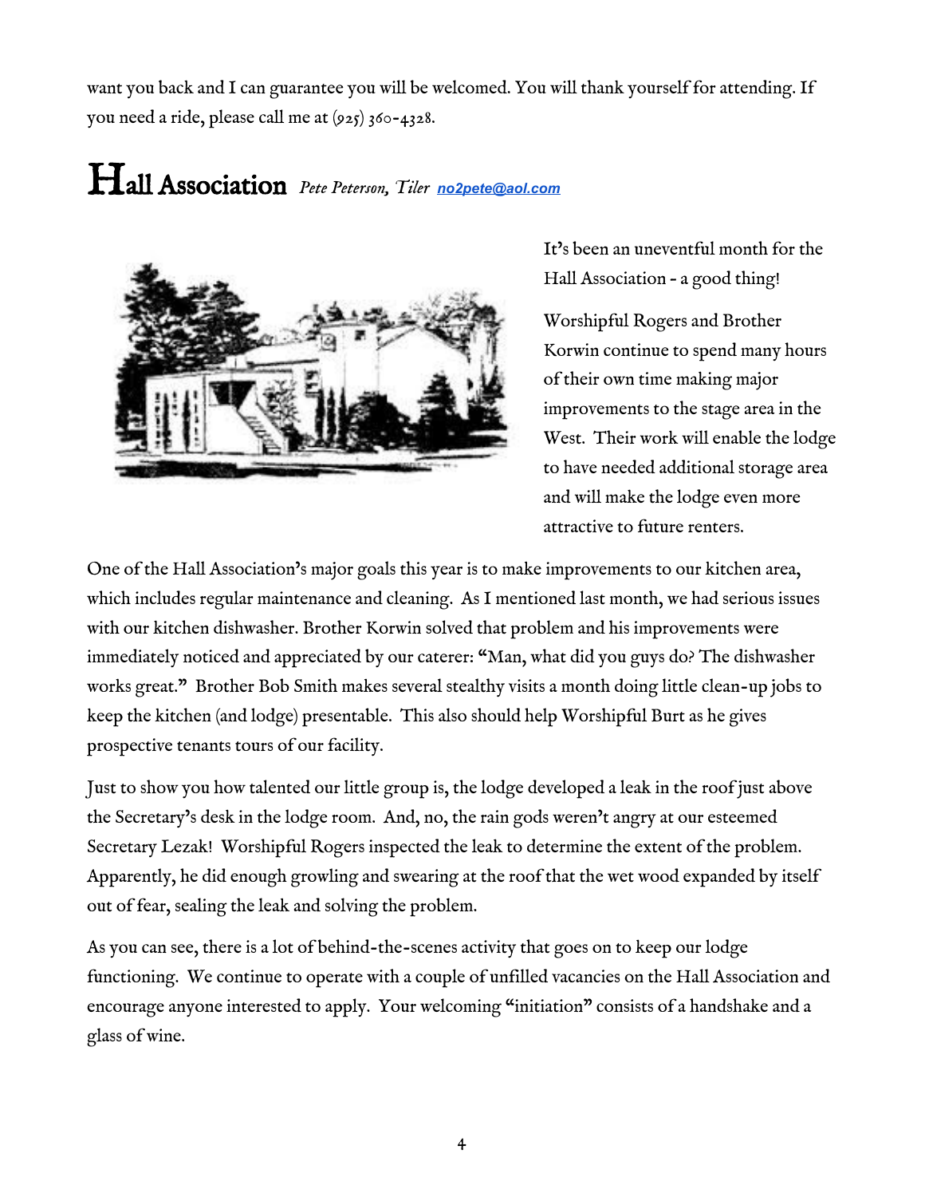want you back and I can guarantee you will be welcomed. You will thank yourself for attending. If you need a ride, please call me at (925) 360-4328.

## Hall Association *Pete Peterson, Tiler* no2pete@aol.com

It's been an uneventful month for the Hall Association - a good thing!

Worshipful Rogers and Brother Korwin continue to spend many hours of their own time making major improvements to the stage area in the West. Their work will enable the lodge to have needed additional storage area and will make the lodge even more attractive to future renters.

One of the Hall Association's major goals this year is to make improvements to our kitchen area, which includes regular maintenance and cleaning. As I mentioned last month, we had serious issues with our kitchen dishwasher. Brother Korwin solved that problem and his improvements were immediately noticed and appreciated by our caterer: "Man, what did you guys do? The dishwasher works great." Brother Bob Smith makes several stealthy visits a month doing little clean-up jobs to keep the kitchen (and lodge) presentable. This also should help Worshipful Burt as he gives prospective tenants tours of our facility.

Just to show you how talented our little group is, the lodge developed a leak in the roof just above the Secretary's desk in the lodge room. And, no, the rain gods weren't angry at our esteemed Secretary Lezak! Worshipful Rogers inspected the leak to determine the extent of the problem. Apparently, he did enough growling and swearing at the roof that the wet wood expanded by itself out of fear, sealing the leak and solving the problem.

As you can see, there is a lot of behind-the-scenes activity that goes on to keep our lodge functioning. We continue to operate with a couple of unfilled vacancies on the Hall Association and encourage anyone interested to apply. Your welcoming "initiation" consists of a handshake and a glass of wine.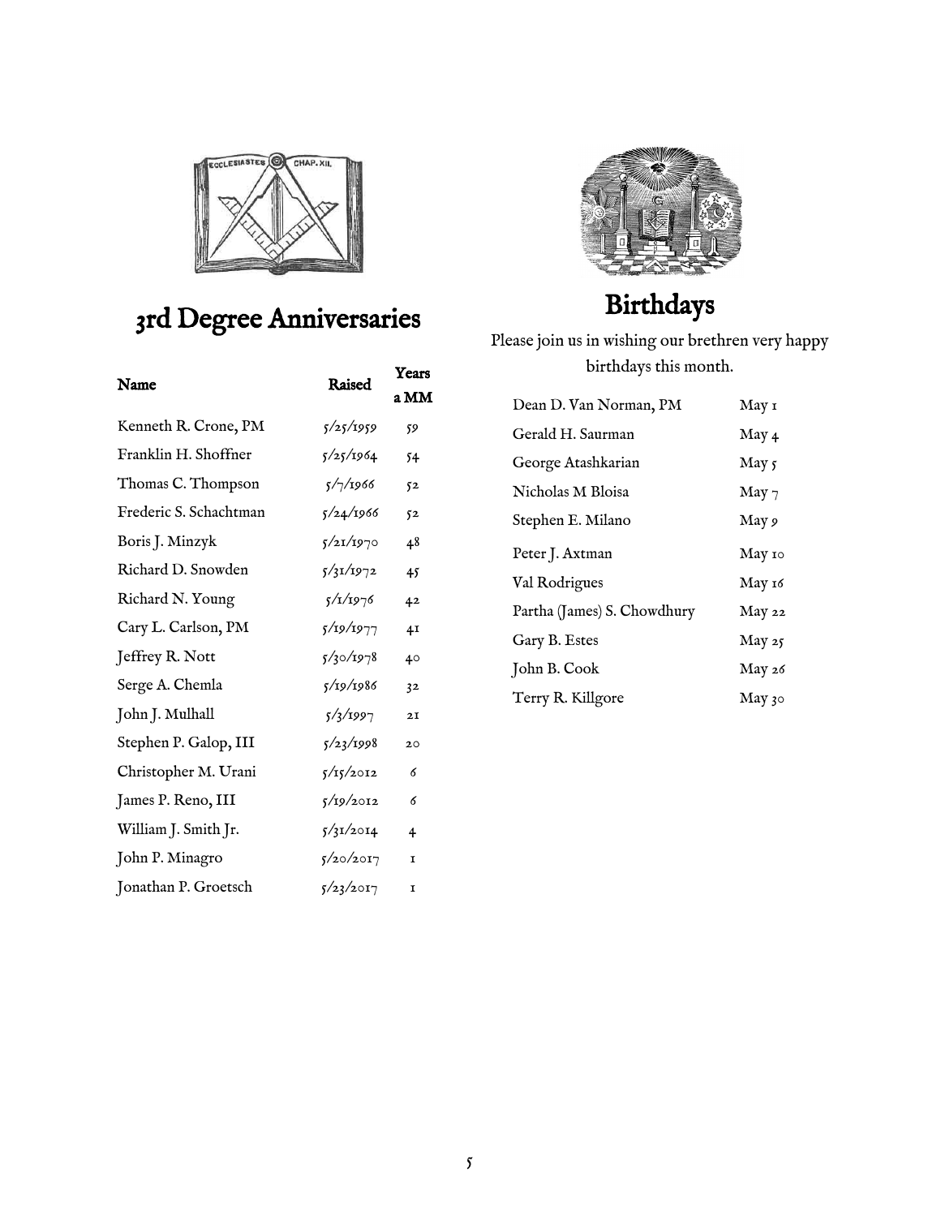## 3rd Degree Anniversaries

| Name | Raised | Years a MM |
|---|---|---|
| Kenneth R. Crone, PM | 5/25/1959 | 59 |
| Franklin H. Shoffner | 5/25/1964 | 54 |
| Thomas C. Thompson | 5/7/1966 | 52 |
| Frederic S. Schachtman | 5/24/1966 | 52 |
| Boris J. Minzyk | 5/21/1970 | 48 |
| Richard D. Snowden | 5/31/1972 | 45 |
| Richard N. Young | 5/1/1976 | 42 |
| Cary L. Carlson, PM | 5/19/1977 | 41 |
| Jeffrey R. Nott | 5/30/1978 | 40 |
| Serge A. Chemla | 5/19/1986 | 32 |
| John J. Mulhall | 5/3/1997 | 21 |
| Stephen P. Galop, III | 5/23/1998 | 20 |
| Christopher M. Urani | 5/15/2012 | 6 |
| James P. Reno, III | 5/19/2012 | 6 |
| William J. Smith Jr. | 5/31/2014 | 4 |
| John P. Minagro | 5/20/2017 | 1 |
| Jonathan P. Groetsch | 5/23/2017 | 1 |

## Birthdays

Please join us in wishing our brethren very happy birthdays this month.

| | |
|---|---|
| Dean D. Van Norman, PM | May 1 |
| Gerald H. Saurman | May 4 |
| George Atashkarian | May 5 |
| Nicholas M Bloisa | May 7 |
| Stephen E. Milano | May 9 |
| Peter J. Axtman | May 10 |
| Val Rodrigues | May 16 |
| Partha (James) S. Chowdhury | May 22 |
| Gary B. Estes | May 25 |
| John B. Cook | May 26 |
| Terry R. Killgore | May 30 |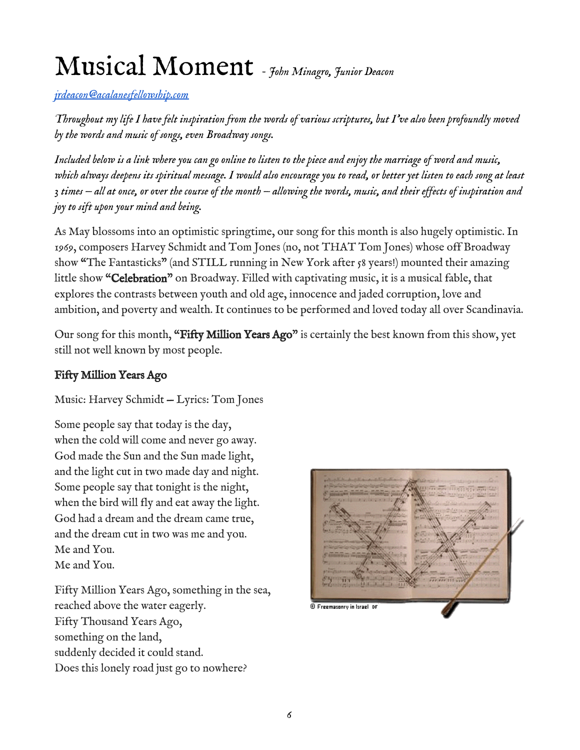# Musical Moment - *John Minagro, Junior Deacon*

*jrdeacon@acalanesfellowship.com*

*Throughout my life I have felt inspiration from the words of various scriptures, but I've also been profoundly moved by the words and music of songs, even Broadway songs.*

*Included below is a link where you can go online to listen to the piece and enjoy the marriage of word and music, which always deepens its spiritual message. I would also encourage you to read, or better yet listen to each song at least 3 times – all at once, or over the course of the month – allowing the words, music, and their effects of inspiration and joy to sift upon your mind and being.*

As May blossoms into an optimistic springtime, our song for this month is also hugely optimistic. In 1969, composers Harvey Schmidt and Tom Jones (no, not THAT Tom Jones) whose off Broadway show "The Fantasticks" (and STILL running in New York after 58 years!) mounted their amazing little show **"Celebration"** on Broadway. Filled with captivating music, it is a musical fable, that explores the contrasts between youth and old age, innocence and jaded corruption, love and ambition, and poverty and wealth. It continues to be performed and loved today all over Scandinavia.

Our song for this month, **"Fifty Million Years Ago"** is certainly the best known from this show, yet still not well known by most people.

## Fifty Million Years Ago

Music: Harvey Schmidt – Lyrics: Tom Jones

Some people say that today is the day,
when the cold will come and never go away.
God made the Sun and the Sun made light,
and the light cut in two made day and night.
Some people say that tonight is the night,
when the bird will fly and eat away the light.
God had a dream and the dream came true,
and the dream cut in two was me and you.
Me and You.
Me and You.

Fifty Million Years Ago, something in the sea,
reached above the water eagerly.
Fifty Thousand Years Ago,
something on the land,
suddenly decided it could stand.
Does this lonely road just go to nowhere?

© Freemasonry in Israel DF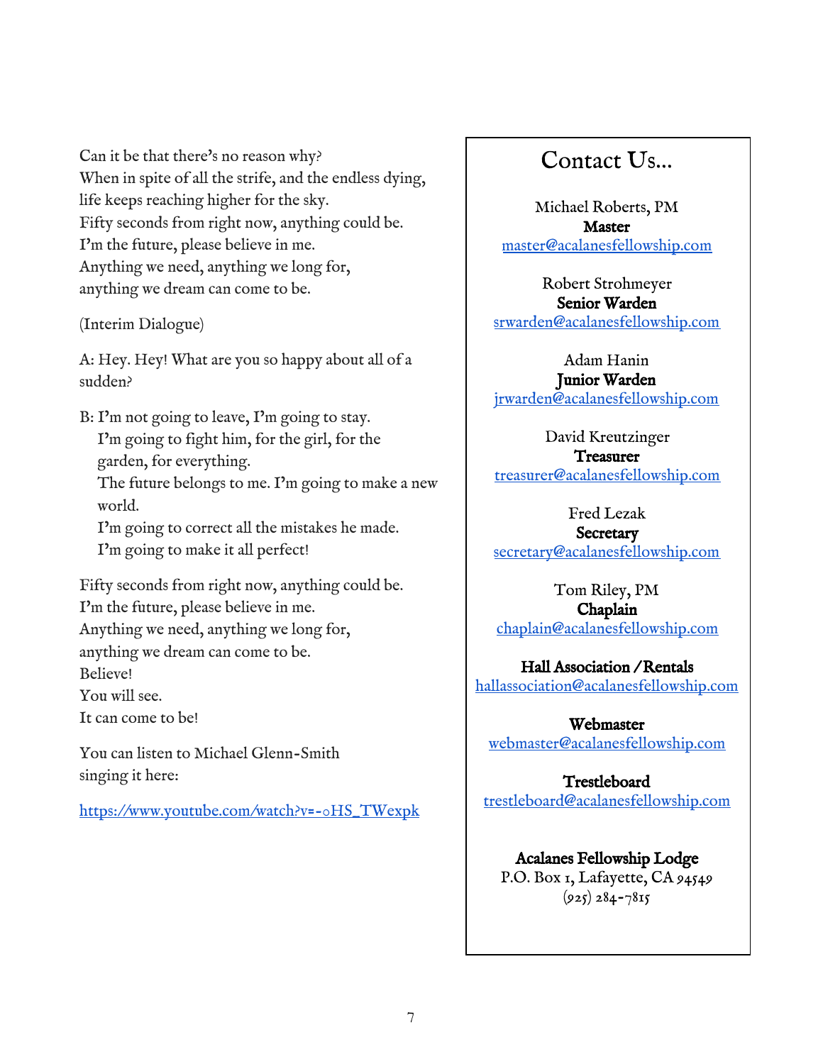Can it be that there's no reason why?
When in spite of all the strife, and the endless dying,
life keeps reaching higher for the sky.
Fifty seconds from right now, anything could be.
I'm the future, please believe in me.
Anything we need, anything we long for,
anything we dream can come to be.

(Interim Dialogue)

A: Hey. Hey! What are you so happy about all of a sudden?

B: I'm not going to leave, I'm going to stay.
I'm going to fight him, for the girl, for the garden, for everything.
The future belongs to me. I'm going to make a new world.
I'm going to correct all the mistakes he made.
I'm going to make it all perfect!

Fifty seconds from right now, anything could be.
I'm the future, please believe in me.
Anything we need, anything we long for,
anything we dream can come to be.
Believe!
You will see.
It can come to be!

You can listen to Michael Glenn-Smith singing it here:

https://www.youtube.com/watch?v=-oHS_TWexpk

## Contact Us...

Michael Roberts, PM
**Master**
master@acalanesfellowship.com

Robert Strohmeyer
**Senior Warden**
srwarden@acalanesfellowship.com

Adam Hanin
**Junior Warden**
jrwarden@acalanesfellowship.com

David Kreutzinger
**Treasurer**
treasurer@acalanesfellowship.com

Fred Lezak
**Secretary**
secretary@acalanesfellowship.com

Tom Riley, PM
**Chaplain**
chaplain@acalanesfellowship.com

**Hall Association / Rentals**
hallassociation@acalanesfellowship.com

**Webmaster**
webmaster@acalanesfellowship.com

**Trestleboard**
trestleboard@acalanesfellowship.com

**Acalanes Fellowship Lodge**
P.O. Box 1, Lafayette, CA 94549
(925) 284-7815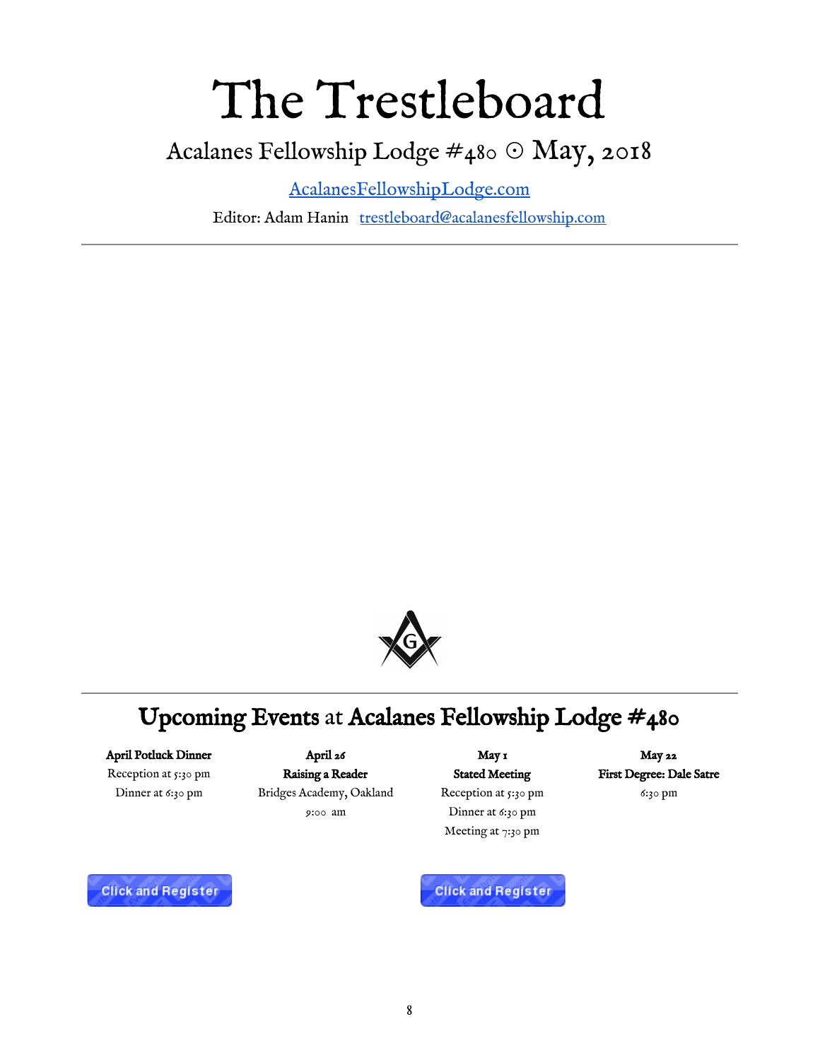# The Trestleboard

## Acalanes Fellowship Lodge #480 ⊙ May, 2018

[AcalanesFellowshipLodge.com](AcalanesFellowshipLodge.com)

Editor: Adam Hanin [trestleboard@acalanesfellowship.com](mailto:trestleboard@acalanesfellowship.com)

---

## Upcoming Events at Acalanes Fellowship Lodge #480

**April Potluck Dinner**
Reception at 5:30 pm
Dinner at 6:30 pm

Click and Register

**April 26**
**Raising a Reader**
Bridges Academy, Oakland
9:00 am

**May 1**
**Stated Meeting**
Reception at 5:30 pm
Dinner at 6:30 pm
Meeting at 7:30 pm

Click and Register

**May 22**
**First Degree: Dale Satre**
6:30 pm